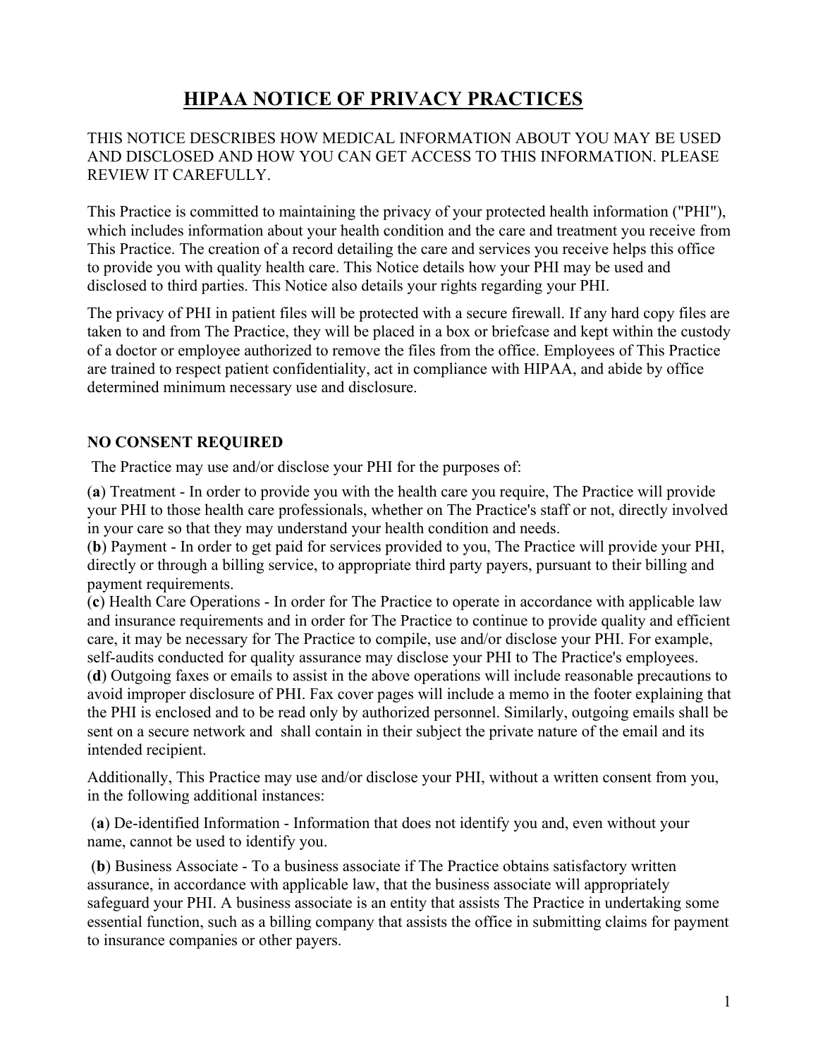# HIPAA NOTICE OF PRIVACY PRACTICES

THIS NOTICE DESCRIBES HOW MEDICAL INFORMATION ABOUT YOU MAY BE USED AND DISCLOSED AND HOW YOU CAN GET ACCESS TO THIS INFORMATION. PLEASE REVIEW IT CAREFULLY.

This Practice is committed to maintaining the privacy of your protected health information ("PHI"), which includes information about your health condition and the care and treatment you receive from This Practice. The creation of a record detailing the care and services you receive helps this office to provide you with quality health care. This Notice details how your PHI may be used and disclosed to third parties. This Notice also details your rights regarding your PHI.

The privacy of PHI in patient files will be protected with a secure firewall. If any hard copy files are taken to and from The Practice, they will be placed in a box or briefcase and kept within the custody of a doctor or employee authorized to remove the files from the office. Employees of This Practice are trained to respect patient confidentiality, act in compliance with HIPAA, and abide by office determined minimum necessary use and disclosure.

**NO CONSENT REQUIRED**

The Practice may use and/or disclose your PHI for the purposes of:

(**a**) Treatment - In order to provide you with the health care you require, The Practice will provide your PHI to those health care professionals, whether on The Practice's staff or not, directly involved in your care so that they may understand your health condition and needs.
(**b**) Payment - In order to get paid for services provided to you, The Practice will provide your PHI, directly or through a billing service, to appropriate third party payers, pursuant to their billing and payment requirements.
(**c**) Health Care Operations - In order for The Practice to operate in accordance with applicable law and insurance requirements and in order for The Practice to continue to provide quality and efficient care, it may be necessary for The Practice to compile, use and/or disclose your PHI. For example, self-audits conducted for quality assurance may disclose your PHI to The Practice's employees.
(**d**) Outgoing faxes or emails to assist in the above operations will include reasonable precautions to avoid improper disclosure of PHI. Fax cover pages will include a memo in the footer explaining that the PHI is enclosed and to be read only by authorized personnel. Similarly, outgoing emails shall be sent on a secure network and shall contain in their subject the private nature of the email and its intended recipient.

Additionally, This Practice may use and/or disclose your PHI, without a written consent from you, in the following additional instances:

(**a**) De-identified Information - Information that does not identify you and, even without your name, cannot be used to identify you.

(**b**) Business Associate - To a business associate if The Practice obtains satisfactory written assurance, in accordance with applicable law, that the business associate will appropriately safeguard your PHI. A business associate is an entity that assists The Practice in undertaking some essential function, such as a billing company that assists the office in submitting claims for payment to insurance companies or other payers.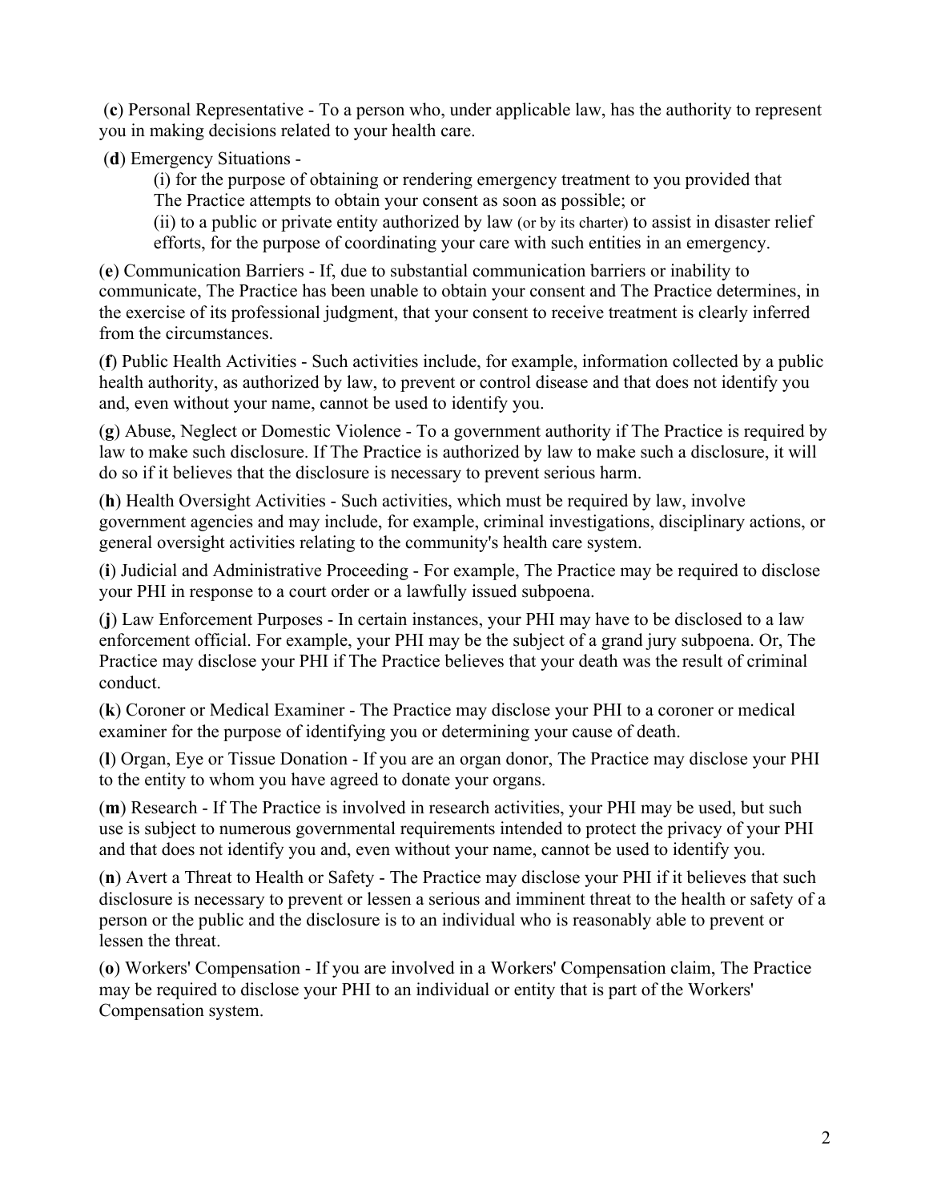(**c**) Personal Representative - To a person who, under applicable law, has the authority to represent you in making decisions related to your health care.

(**d**) Emergency Situations -

(i) for the purpose of obtaining or rendering emergency treatment to you provided that The Practice attempts to obtain your consent as soon as possible; or

(ii) to a public or private entity authorized by law (or by its charter) to assist in disaster relief efforts, for the purpose of coordinating your care with such entities in an emergency.

(**e**) Communication Barriers - If, due to substantial communication barriers or inability to communicate, The Practice has been unable to obtain your consent and The Practice determines, in the exercise of its professional judgment, that your consent to receive treatment is clearly inferred from the circumstances.

(**f**) Public Health Activities - Such activities include, for example, information collected by a public health authority, as authorized by law, to prevent or control disease and that does not identify you and, even without your name, cannot be used to identify you.

(**g**) Abuse, Neglect or Domestic Violence - To a government authority if The Practice is required by law to make such disclosure. If The Practice is authorized by law to make such a disclosure, it will do so if it believes that the disclosure is necessary to prevent serious harm.

(**h**) Health Oversight Activities - Such activities, which must be required by law, involve government agencies and may include, for example, criminal investigations, disciplinary actions, or general oversight activities relating to the community's health care system.

(**i**) Judicial and Administrative Proceeding - For example, The Practice may be required to disclose your PHI in response to a court order or a lawfully issued subpoena.

(**j**) Law Enforcement Purposes - In certain instances, your PHI may have to be disclosed to a law enforcement official. For example, your PHI may be the subject of a grand jury subpoena. Or, The Practice may disclose your PHI if The Practice believes that your death was the result of criminal conduct.

(**k**) Coroner or Medical Examiner - The Practice may disclose your PHI to a coroner or medical examiner for the purpose of identifying you or determining your cause of death.

(**l**) Organ, Eye or Tissue Donation - If you are an organ donor, The Practice may disclose your PHI to the entity to whom you have agreed to donate your organs.

(**m**) Research - If The Practice is involved in research activities, your PHI may be used, but such use is subject to numerous governmental requirements intended to protect the privacy of your PHI and that does not identify you and, even without your name, cannot be used to identify you.

(**n**) Avert a Threat to Health or Safety - The Practice may disclose your PHI if it believes that such disclosure is necessary to prevent or lessen a serious and imminent threat to the health or safety of a person or the public and the disclosure is to an individual who is reasonably able to prevent or lessen the threat.

(**o**) Workers' Compensation - If you are involved in a Workers' Compensation claim, The Practice may be required to disclose your PHI to an individual or entity that is part of the Workers' Compensation system.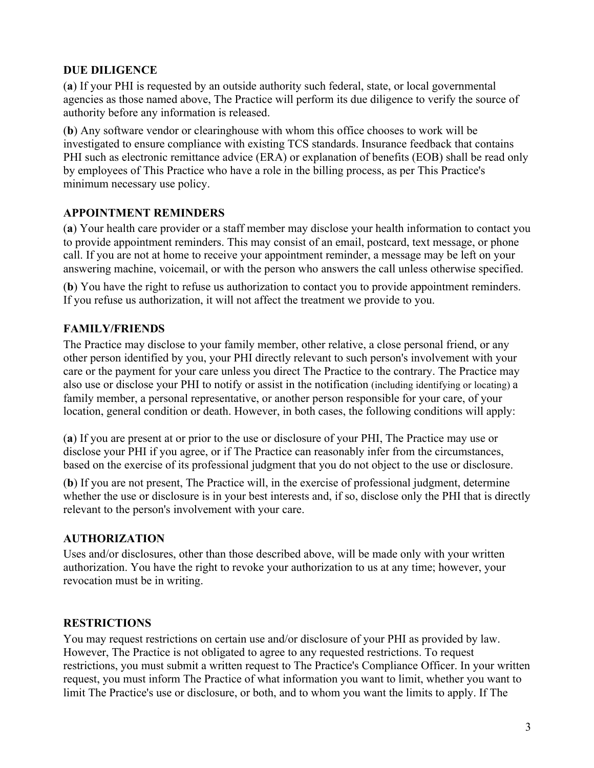## DUE DILIGENCE

(**a**) If your PHI is requested by an outside authority such federal, state, or local governmental agencies as those named above, The Practice will perform its due diligence to verify the source of authority before any information is released.

(**b**) Any software vendor or clearinghouse with whom this office chooses to work will be investigated to ensure compliance with existing TCS standards. Insurance feedback that contains PHI such as electronic remittance advice (ERA) or explanation of benefits (EOB) shall be read only by employees of This Practice who have a role in the billing process, as per This Practice's minimum necessary use policy.

## APPOINTMENT REMINDERS

(**a**) Your health care provider or a staff member may disclose your health information to contact you to provide appointment reminders. This may consist of an email, postcard, text message, or phone call. If you are not at home to receive your appointment reminder, a message may be left on your answering machine, voicemail, or with the person who answers the call unless otherwise specified.

(**b**) You have the right to refuse us authorization to contact you to provide appointment reminders. If you refuse us authorization, it will not affect the treatment we provide to you.

## FAMILY/FRIENDS

The Practice may disclose to your family member, other relative, a close personal friend, or any other person identified by you, your PHI directly relevant to such person's involvement with your care or the payment for your care unless you direct The Practice to the contrary. The Practice may also use or disclose your PHI to notify or assist in the notification (including identifying or locating) a family member, a personal representative, or another person responsible for your care, of your location, general condition or death. However, in both cases, the following conditions will apply:

(**a**) If you are present at or prior to the use or disclosure of your PHI, The Practice may use or disclose your PHI if you agree, or if The Practice can reasonably infer from the circumstances, based on the exercise of its professional judgment that you do not object to the use or disclosure.

(**b**) If you are not present, The Practice will, in the exercise of professional judgment, determine whether the use or disclosure is in your best interests and, if so, disclose only the PHI that is directly relevant to the person's involvement with your care.

## AUTHORIZATION

Uses and/or disclosures, other than those described above, will be made only with your written authorization. You have the right to revoke your authorization to us at any time; however, your revocation must be in writing.

## RESTRICTIONS

You may request restrictions on certain use and/or disclosure of your PHI as provided by law. However, The Practice is not obligated to agree to any requested restrictions. To request restrictions, you must submit a written request to The Practice's Compliance Officer. In your written request, you must inform The Practice of what information you want to limit, whether you want to limit The Practice's use or disclosure, or both, and to whom you want the limits to apply. If The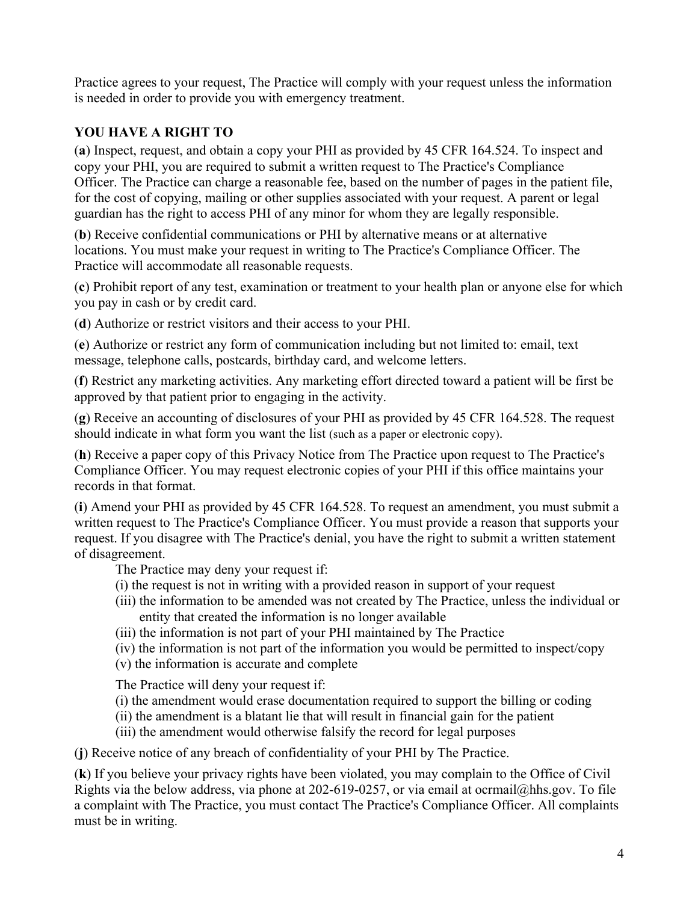Practice agrees to your request, The Practice will comply with your request unless the information is needed in order to provide you with emergency treatment.

**YOU HAVE A RIGHT TO**

(**a**) Inspect, request, and obtain a copy your PHI as provided by 45 CFR 164.524. To inspect and copy your PHI, you are required to submit a written request to The Practice's Compliance Officer. The Practice can charge a reasonable fee, based on the number of pages in the patient file, for the cost of copying, mailing or other supplies associated with your request. A parent or legal guardian has the right to access PHI of any minor for whom they are legally responsible.

(**b**) Receive confidential communications or PHI by alternative means or at alternative locations. You must make your request in writing to The Practice's Compliance Officer. The Practice will accommodate all reasonable requests.

(**c**) Prohibit report of any test, examination or treatment to your health plan or anyone else for which you pay in cash or by credit card.

(**d**) Authorize or restrict visitors and their access to your PHI.

(**e**) Authorize or restrict any form of communication including but not limited to: email, text message, telephone calls, postcards, birthday card, and welcome letters.

(**f**) Restrict any marketing activities. Any marketing effort directed toward a patient will be first be approved by that patient prior to engaging in the activity.

(**g**) Receive an accounting of disclosures of your PHI as provided by 45 CFR 164.528. The request should indicate in what form you want the list (such as a paper or electronic copy).

(**h**) Receive a paper copy of this Privacy Notice from The Practice upon request to The Practice's Compliance Officer. You may request electronic copies of your PHI if this office maintains your records in that format.

(**i**) Amend your PHI as provided by 45 CFR 164.528. To request an amendment, you must submit a written request to The Practice's Compliance Officer. You must provide a reason that supports your request. If you disagree with The Practice's denial, you have the right to submit a written statement of disagreement.

The Practice may deny your request if:

(i) the request is not in writing with a provided reason in support of your request
(iii) the information to be amended was not created by The Practice, unless the individual or entity that created the information is no longer available
(iii) the information is not part of your PHI maintained by The Practice
(iv) the information is not part of the information you would be permitted to inspect/copy
(v) the information is accurate and complete

The Practice will deny your request if:

(i) the amendment would erase documentation required to support the billing or coding
(ii) the amendment is a blatant lie that will result in financial gain for the patient
(iii) the amendment would otherwise falsify the record for legal purposes

(**j**) Receive notice of any breach of confidentiality of your PHI by The Practice.

(**k**) If you believe your privacy rights have been violated, you may complain to the Office of Civil Rights via the below address, via phone at 202-619-0257, or via email at ocrmail@hhs.gov. To file a complaint with The Practice, you must contact The Practice's Compliance Officer. All complaints must be in writing.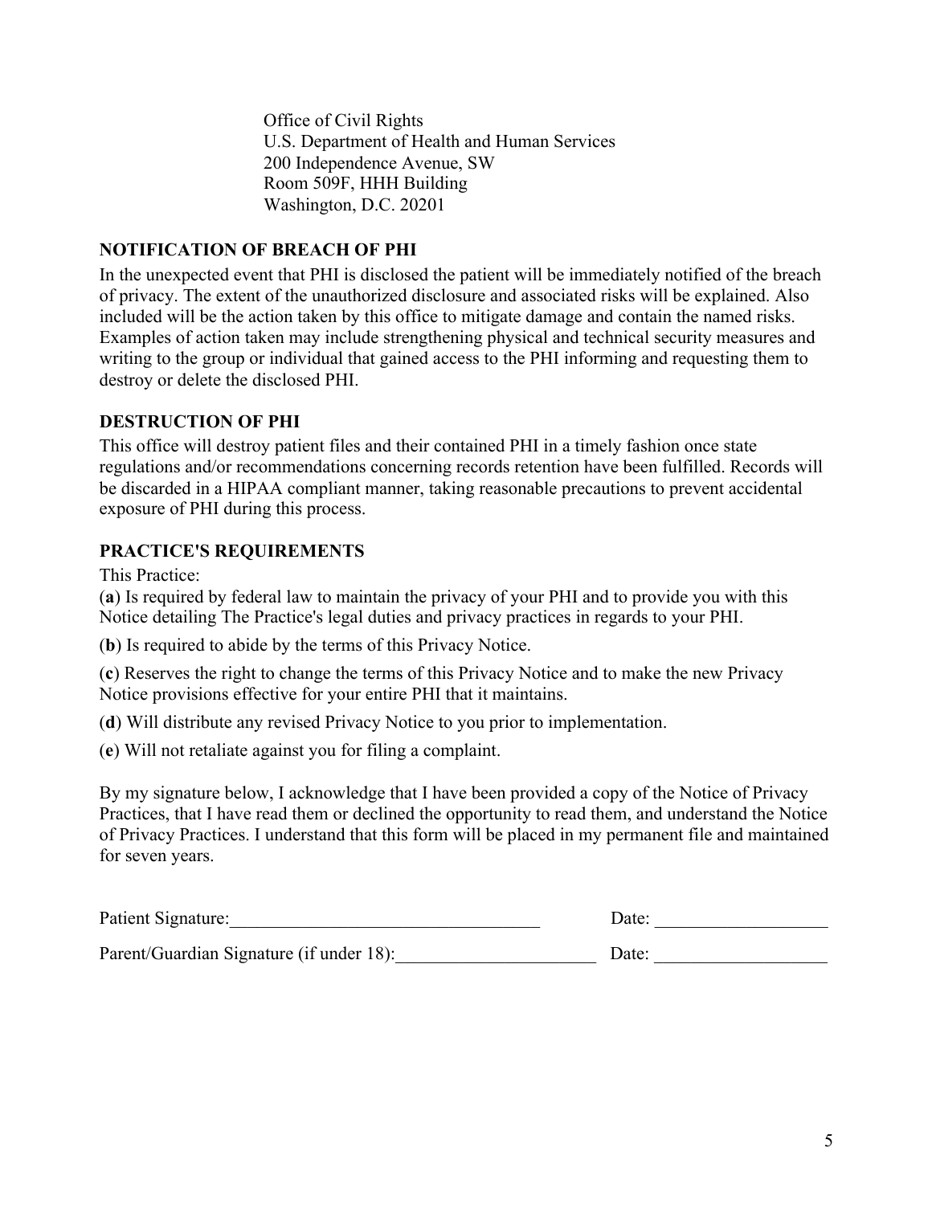Office of Civil Rights
U.S. Department of Health and Human Services
200 Independence Avenue, SW
Room 509F, HHH Building
Washington, D.C. 20201

**NOTIFICATION OF BREACH OF PHI**

In the unexpected event that PHI is disclosed the patient will be immediately notified of the breach of privacy. The extent of the unauthorized disclosure and associated risks will be explained. Also included will be the action taken by this office to mitigate damage and contain the named risks. Examples of action taken may include strengthening physical and technical security measures and writing to the group or individual that gained access to the PHI informing and requesting them to destroy or delete the disclosed PHI.

**DESTRUCTION OF PHI**

This office will destroy patient files and their contained PHI in a timely fashion once state regulations and/or recommendations concerning records retention have been fulfilled. Records will be discarded in a HIPAA compliant manner, taking reasonable precautions to prevent accidental exposure of PHI during this process.

**PRACTICE'S REQUIREMENTS**

This Practice:

(**a**) Is required by federal law to maintain the privacy of your PHI and to provide you with this Notice detailing The Practice's legal duties and privacy practices in regards to your PHI.

(**b**) Is required to abide by the terms of this Privacy Notice.

(**c**) Reserves the right to change the terms of this Privacy Notice and to make the new Privacy Notice provisions effective for your entire PHI that it maintains.

(**d**) Will distribute any revised Privacy Notice to you prior to implementation.

(**e**) Will not retaliate against you for filing a complaint.

By my signature below, I acknowledge that I have been provided a copy of the Notice of Privacy Practices, that I have read them or declined the opportunity to read them, and understand the Notice of Privacy Practices. I understand that this form will be placed in my permanent file and maintained for seven years.

Patient Signature:__________________________________ Date: ___________________

Parent/Guardian Signature (if under 18):______________________ Date: ___________________